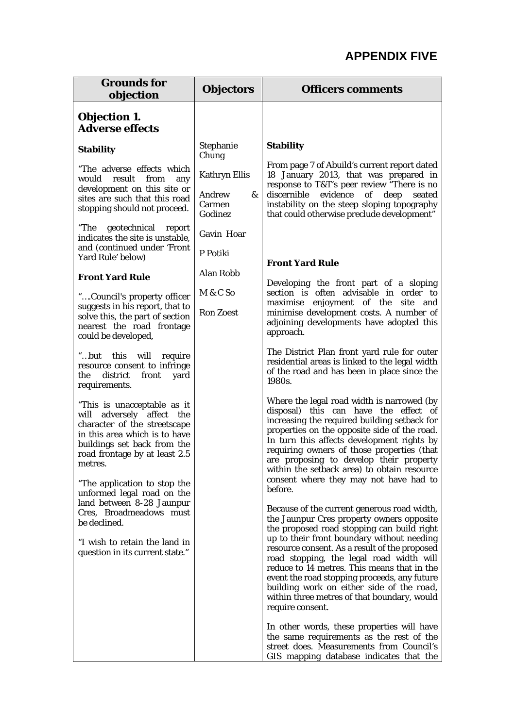# APPENDIX FIVE

| Grounds for objection | Objectors | Officers comments |
|---|---|---|
| **Objection 1. Adverse effects**<br><br>**Stability**<br><br>"The adverse effects which would result from any development on this site or sites are such that this road stopping should not proceed.<br><br>"The geotechnical report indicates the site is unstable, and (continued under 'Front Yard Rule' below)<br><br>**Front Yard Rule**<br><br>"….Council's property officer suggests in his report, that to solve this, the part of section nearest the road frontage could be developed,<br><br>"…but this will require resource consent to infringe the district front yard requirements.<br><br>"This is unacceptable as it will adversely affect the character of the streetscape in this area which is to have buildings set back from the road frontage by at least 2.5 metres.<br><br>"The application to stop the unformed legal road on the land between 8-28 Jaunpur Cres, Broadmeadows must be declined.<br><br>"I wish to retain the land in question in its current state." | Stephanie Chung<br><br>Kathryn Ellis<br><br>Andrew & Carmen Godinez<br><br>Gavin Hoar<br><br>P Potiki<br><br>Alan Robb<br><br>M & C So<br><br>Ron Zoest | **Stability**<br><br>From page 7 of Abuild's current report dated 18 January 2013, that was prepared in response to T&T's peer review "There is no discernible evidence of deep seated instability on the steep sloping topography that could otherwise preclude development"<br><br>**Front Yard Rule**<br><br>Developing the front part of a sloping section is often advisable in order to maximise enjoyment of the site and minimise development costs. A number of adjoining developments have adopted this approach.<br><br>The District Plan front yard rule for outer residential areas is linked to the legal width of the road and has been in place since the 1980s.<br><br>Where the legal road width is narrowed (by disposal) this can have the effect of increasing the required building setback for properties on the opposite side of the road. In turn this affects development rights by requiring owners of those properties (that are proposing to develop their property within the setback area) to obtain resource consent where they may not have had to before.<br><br>Because of the current generous road width, the Jaunpur Cres property owners opposite the proposed road stopping can build right up to their front boundary without needing resource consent. As a result of the proposed road stopping, the legal road width will reduce to 14 metres. This means that in the event the road stopping proceeds, any future building work on either side of the road, within three metres of that boundary, would require consent.<br><br>In other words, these properties will have the same requirements as the rest of the street does. Measurements from Council's GIS mapping database indicates that the |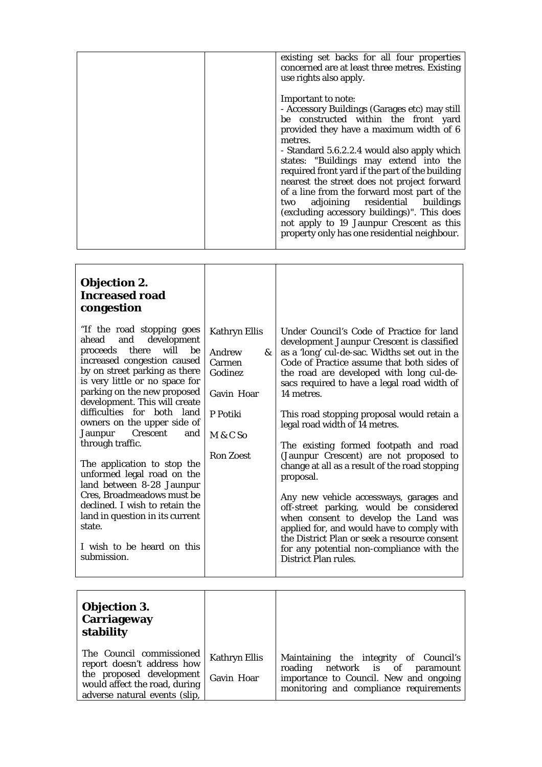| | | |
|---|---|---|
| | | existing set backs for all four properties concerned are at least three metres. Existing use rights also apply.<br><br>Important to note:<br>- Accessory Buildings (Garages etc) may still be constructed within the front yard provided they have a maximum width of 6 metres.<br>- Standard 5.6.2.2.4 would also apply which states: "Buildings may extend into the required front yard if the part of the building nearest the street does not project forward of a line from the forward most part of the two adjoining residential buildings (excluding accessory buildings)". This does not apply to 19 Jaunpur Crescent as this property only has one residential neighbour. |

| **Objection 2. Increased road congestion** | | |
|---|---|---|
| "If the road stopping goes ahead and development proceeds there will be increased congestion caused by on street parking as there is very little or no space for parking on the new proposed development. This will create difficulties for both land owners on the upper side of Jaunpur Crescent and through traffic.<br><br>The application to stop the unformed legal road on the land between 8-28 Jaunpur Cres, Broadmeadows must be declined. I wish to retain the land in question in its current state.<br><br>I wish to be heard on this submission. | Kathryn Ellis<br><br>Andrew & Carmen Godinez<br><br>Gavin Hoar<br><br>P Potiki<br><br>M & C So<br><br>Ron Zoest | Under Council's Code of Practice for land development Jaunpur Crescent is classified as a 'long' cul-de-sac. Widths set out in the Code of Practice assume that both sides of the road are developed with long cul-de-sacs required to have a legal road width of 14 metres.<br><br>This road stopping proposal would retain a legal road width of 14 metres.<br><br>The existing formed footpath and road (Jaunpur Crescent) are not proposed to change at all as a result of the road stopping proposal.<br><br>Any new vehicle accessways, garages and off-street parking, would be considered when consent to develop the Land was applied for, and would have to comply with the District Plan or seek a resource consent for any potential non-compliance with the District Plan rules. |

| **Objection 3. Carriageway stability** | | |
|---|---|---|
| The Council commissioned report doesn't address how the proposed development would affect the road, during adverse natural events (slip, | Kathryn Ellis<br><br>Gavin Hoar | Maintaining the integrity of Council's roading network is of paramount importance to Council. New and ongoing monitoring and compliance requirements |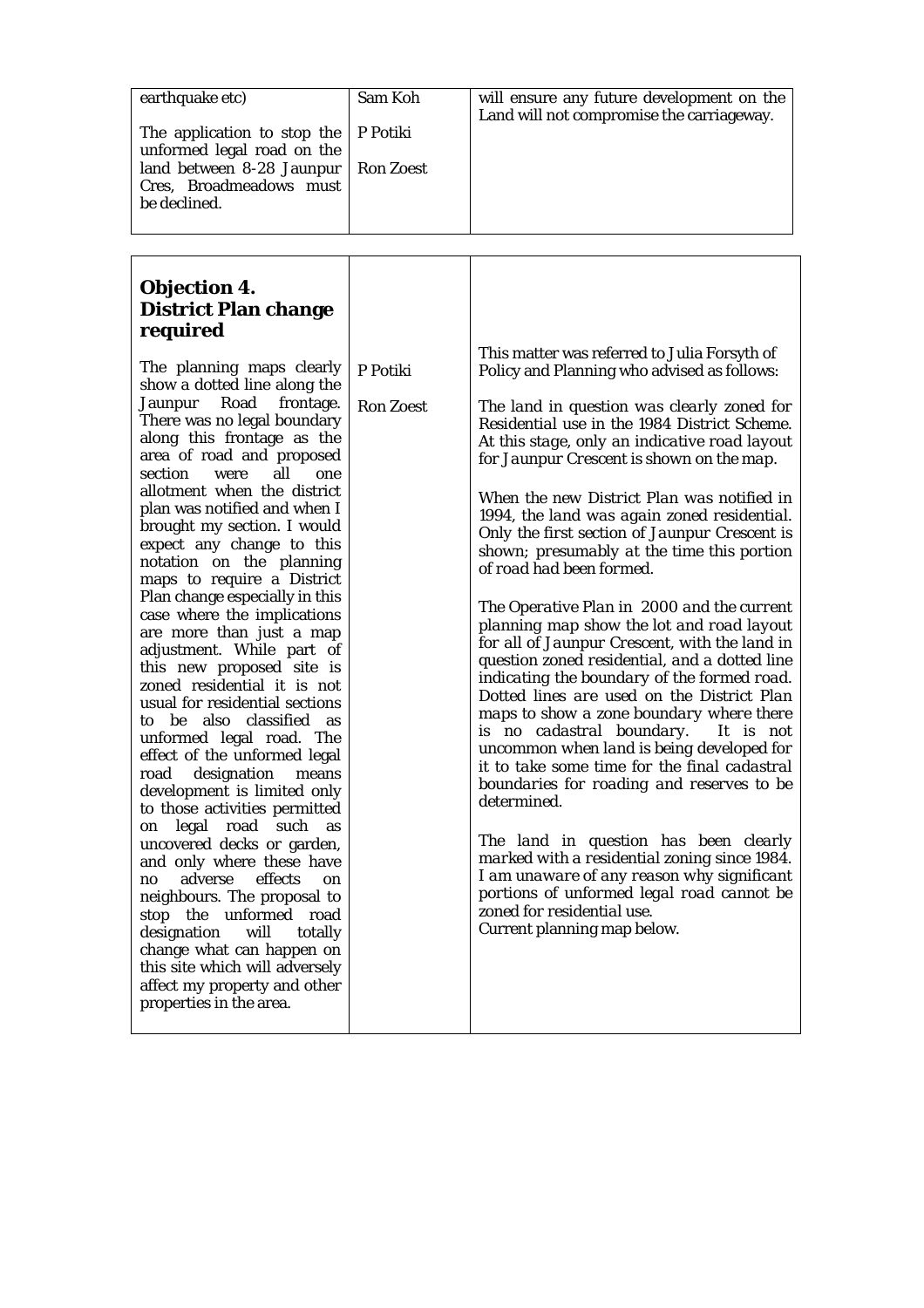| | | |
|---|---|---|
| earthquake etc)<br><br>The application to stop the unformed legal road on the land between 8-28 Jaunpur Cres, Broadmeadows must be declined. | Sam Koh<br><br>P Potiki<br><br>Ron Zoest | will ensure any future development on the Land will not compromise the carriageway. |

| | | |
|---|---|---|
| **Objection 4. District Plan change required**<br><br>The planning maps clearly show a dotted line along the Jaunpur Road frontage. There was no legal boundary along this frontage as the area of road and proposed section were all one allotment when the district plan was notified and when I brought my section. I would expect any change to this notation on the planning maps to require a District Plan change especially in this case where the implications are more than just a map adjustment. While part of this new proposed site is zoned residential it is not usual for residential sections to be also classified as unformed legal road. The effect of the unformed legal road designation means development is limited only to those activities permitted on legal road such as uncovered decks or garden, and only where these have no adverse effects on neighbours. The proposal to stop the unformed road designation will totally change what can happen on this site which will adversely affect my property and other properties in the area. | P Potiki<br><br>Ron Zoest | This matter was referred to Julia Forsyth of Policy and Planning who advised as follows:<br><br>*The land in question was clearly zoned for Residential use in the 1984 District Scheme. At this stage, only an indicative road layout for Jaunpur Crescent is shown on the map.*<br><br>*When the new District Plan was notified in 1994, the land was again zoned residential. Only the first section of Jaunpur Crescent is shown; presumably at the time this portion of road had been formed.*<br><br>*The Operative Plan in 2000 and the current planning map show the lot and road layout for all of Jaunpur Crescent, with the land in question zoned residential, and a dotted line indicating the boundary of the formed road. Dotted lines are used on the District Plan maps to show a zone boundary where there is no cadastral boundary. It is not uncommon when land is being developed for it to take some time for the final cadastral boundaries for roading and reserves to be determined.*<br><br>*The land in question has been clearly marked with a residential zoning since 1984. I am unaware of any reason why significant portions of unformed legal road cannot be zoned for residential use.*<br>Current planning map below. |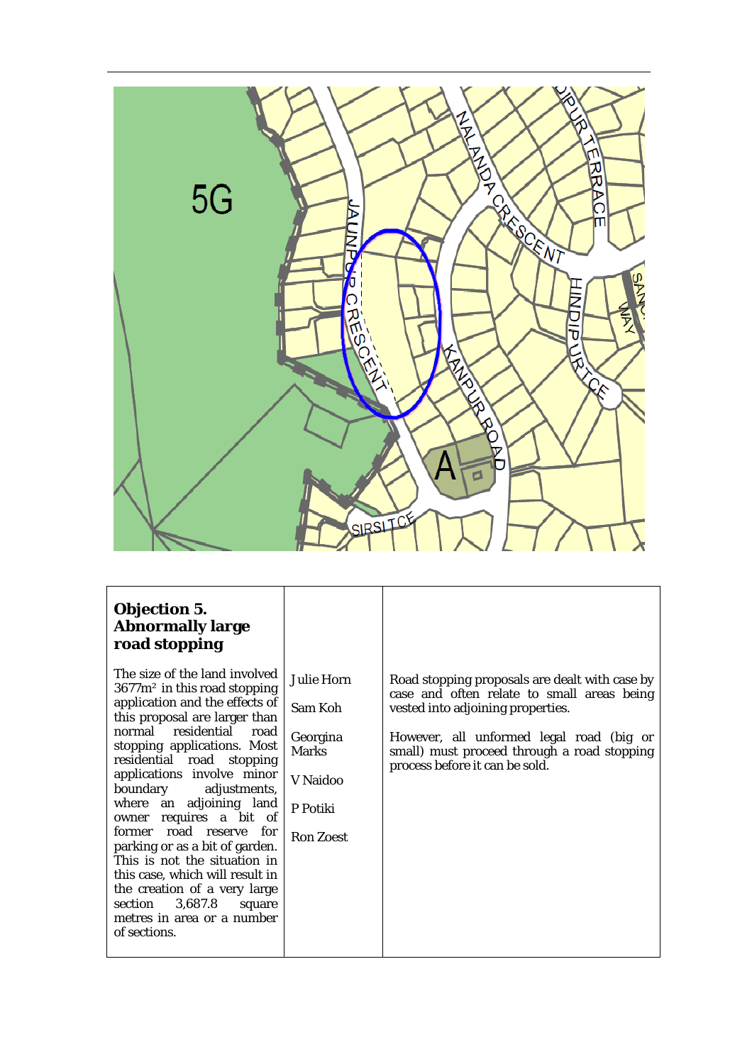| **Objection 5. Abnormally large road stopping** | | |
| --- | --- | --- |
| The size of the land involved 3677m² in this road stopping application and the effects of this proposal are larger than normal residential road stopping applications. Most residential road stopping applications involve minor boundary adjustments, where an adjoining land owner requires a bit of former road reserve for parking or as a bit of garden. This is not the situation in this case, which will result in the creation of a very large section 3,687.8 square metres in area or a number of sections. | Julie Horn<br><br>Sam Koh<br><br>Georgina Marks<br><br>V Naidoo<br><br>P Potiki<br><br>Ron Zoest | Road stopping proposals are dealt with case by case and often relate to small areas being vested into adjoining properties.<br><br>However, all unformed legal road (big or small) must proceed through a road stopping process before it can be sold. |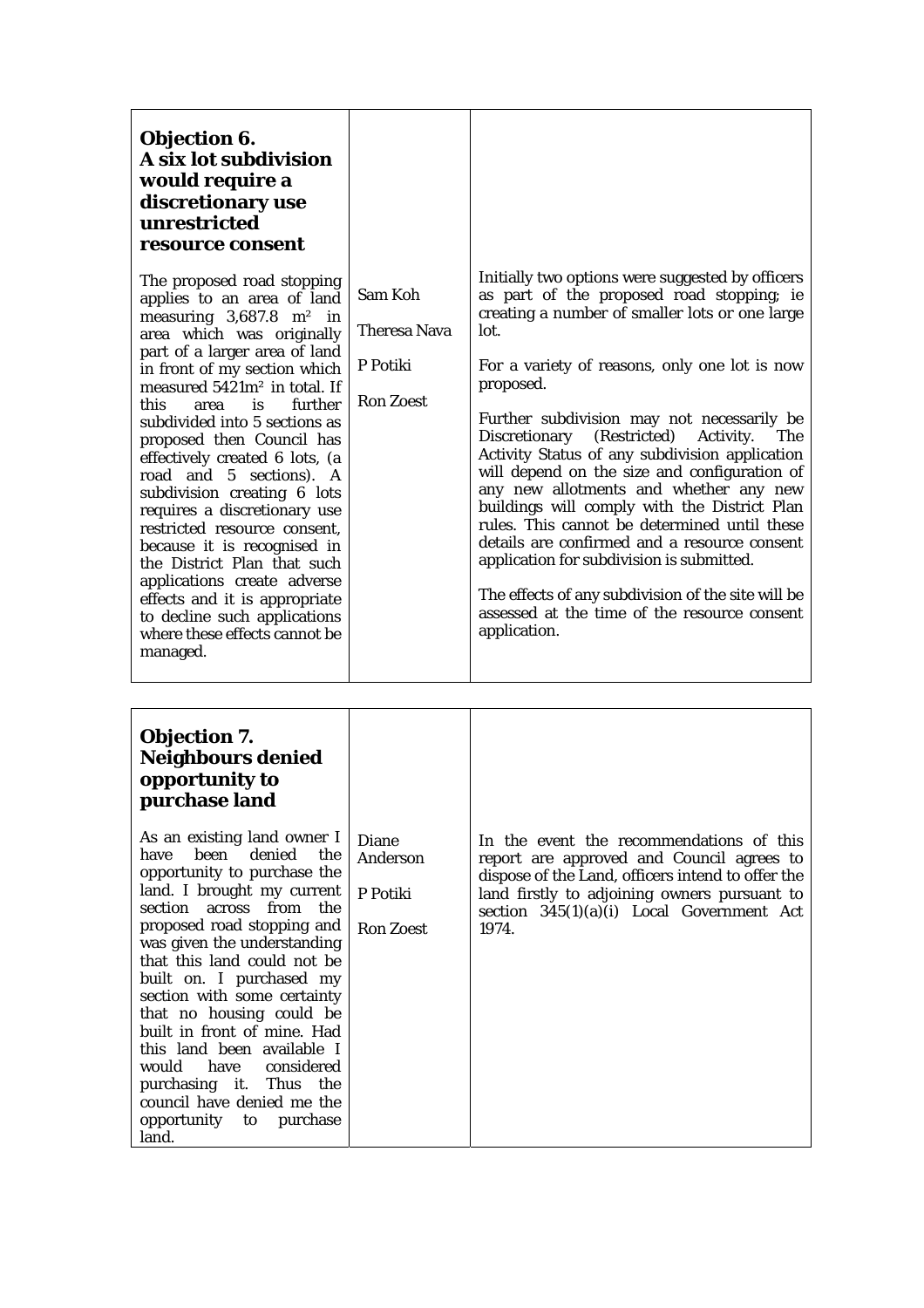| **Objection 6.<br>A six lot subdivision would require a discretionary use unrestricted resource consent** | | |
|---|---|---|
| The proposed road stopping applies to an area of land measuring 3,687.8 m² in area which was originally part of a larger area of land in front of my section which measured 5421m² in total. If this area is further subdivided into 5 sections as proposed then Council has effectively created 6 lots, (a road and 5 sections). A subdivision creating 6 lots requires a discretionary use restricted resource consent, because it is recognised in the District Plan that such applications create adverse effects and it is appropriate to decline such applications where these effects cannot be managed. | Sam Koh<br><br>Theresa Nava<br><br>P Potiki<br><br>Ron Zoest | Initially two options were suggested by officers as part of the proposed road stopping; ie creating a number of smaller lots or one large lot.<br><br>For a variety of reasons, only one lot is now proposed.<br><br>Further subdivision may not necessarily be Discretionary (Restricted) Activity. The Activity Status of any subdivision application will depend on the size and configuration of any new allotments and whether any new buildings will comply with the District Plan rules. This cannot be determined until these details are confirmed and a resource consent application for subdivision is submitted.<br><br>The effects of any subdivision of the site will be assessed at the time of the resource consent application. |

| **Objection 7.<br>Neighbours denied opportunity to purchase land** | | |
|---|---|---|
| As an existing land owner I have been denied the opportunity to purchase the land. I brought my current section across from the proposed road stopping and was given the understanding that this land could not be built on. I purchased my section with some certainty that no housing could be built in front of mine. Had this land been available I would have considered purchasing it. Thus the council have denied me the opportunity to purchase land. | Diane Anderson<br><br>P Potiki<br><br>Ron Zoest | In the event the recommendations of this report are approved and Council agrees to dispose of the Land, officers intend to offer the land firstly to adjoining owners pursuant to section 345(1)(a)(i) Local Government Act 1974. |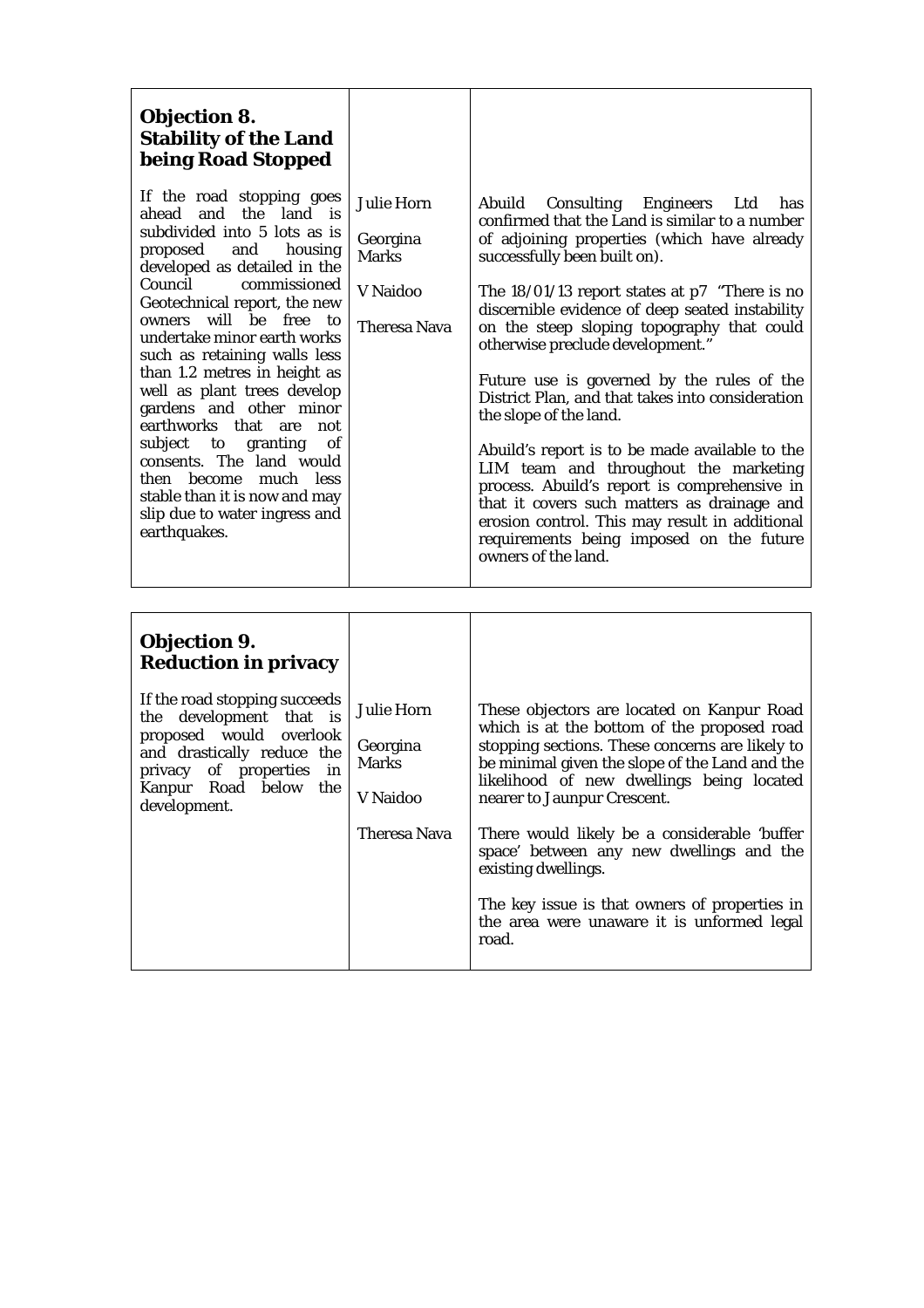| **Objection 8. Stability of the Land being Road Stopped** | | |
|---|---|---|
| If the road stopping goes ahead and the land is subdivided into 5 lots as is proposed and housing developed as detailed in the Council commissioned Geotechnical report, the new owners will be free to undertake minor earth works such as retaining walls less than 1.2 metres in height as well as plant trees develop gardens and other minor earthworks that are not subject to granting of consents. The land would then become much less stable than it is now and may slip due to water ingress and earthquakes. | Julie Horn<br><br>Georgina Marks<br><br>V Naidoo<br><br>Theresa Nava | Abuild Consulting Engineers Ltd has confirmed that the Land is similar to a number of adjoining properties (which have already successfully been built on).<br><br>The 18/01/13 report states at p7 "There is no discernible evidence of deep seated instability on the steep sloping topography that could otherwise preclude development."<br><br>Future use is governed by the rules of the District Plan, and that takes into consideration the slope of the land.<br><br>Abuild's report is to be made available to the LIM team and throughout the marketing process. Abuild's report is comprehensive in that it covers such matters as drainage and erosion control. This may result in additional requirements being imposed on the future owners of the land. |

| **Objection 9. Reduction in privacy** | | |
|---|---|---|
| If the road stopping succeeds the development that is proposed would overlook and drastically reduce the privacy of properties in Kanpur Road below the development. | Julie Horn<br><br>Georgina Marks<br><br>V Naidoo<br><br>Theresa Nava | These objectors are located on Kanpur Road which is at the bottom of the proposed road stopping sections. These concerns are likely to be minimal given the slope of the Land and the likelihood of new dwellings being located nearer to Jaunpur Crescent.<br><br>There would likely be a considerable 'buffer space' between any new dwellings and the existing dwellings.<br><br>The key issue is that owners of properties in the area were unaware it is unformed legal road. |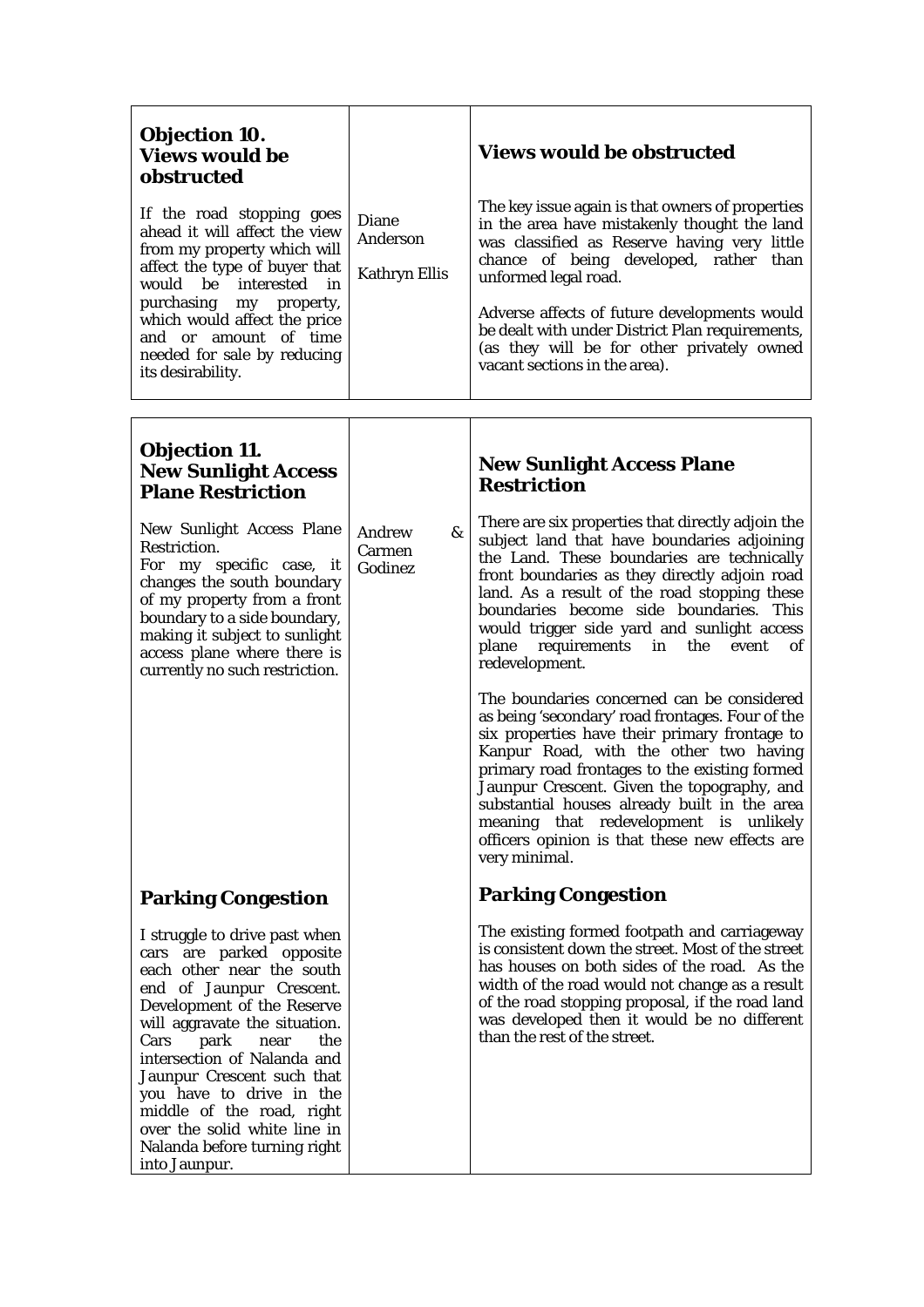| **Objection 10. Views would be obstructed** | | **Views would be obstructed** |
|---|---|---|
| If the road stopping goes ahead it will affect the view from my property which will affect the type of buyer that would be interested in purchasing my property, which would affect the price and or amount of time needed for sale by reducing its desirability. | Diane Anderson<br><br>Kathryn Ellis | The key issue again is that owners of properties in the area have mistakenly thought the land was classified as Reserve having very little chance of being developed, rather than unformed legal road.<br><br>Adverse affects of future developments would be dealt with under District Plan requirements, (as they will be for other privately owned vacant sections in the area). |

| **Objection 11. New Sunlight Access Plane Restriction** | | **New Sunlight Access Plane Restriction** |
|---|---|---|
| New Sunlight Access Plane Restriction.<br>For my specific case, it changes the south boundary of my property from a front boundary to a side boundary, making it subject to sunlight access plane where there is currently no such restriction. | Andrew & Carmen Godinez | There are six properties that directly adjoin the subject land that have boundaries adjoining the Land. These boundaries are technically front boundaries as they directly adjoin road land. As a result of the road stopping these boundaries become side boundaries. This would trigger side yard and sunlight access plane requirements in the event of redevelopment.<br><br>The boundaries concerned can be considered as being 'secondary' road frontages. Four of the six properties have their primary frontage to Kanpur Road, with the other two having primary road frontages to the existing formed Jaunpur Crescent. Given the topography, and substantial houses already built in the area meaning that redevelopment is unlikely officers opinion is that these new effects are very minimal. |
| **Parking Congestion**<br><br>I struggle to drive past when cars are parked opposite each other near the south end of Jaunpur Crescent. Development of the Reserve will aggravate the situation. Cars park near the intersection of Nalanda and Jaunpur Crescent such that you have to drive in the middle of the road, right over the solid white line in Nalanda before turning right into Jaunpur. | | **Parking Congestion**<br><br>The existing formed footpath and carriageway is consistent down the street. Most of the street has houses on both sides of the road. As the width of the road would not change as a result of the road stopping proposal, if the road land was developed then it would be no different than the rest of the street. |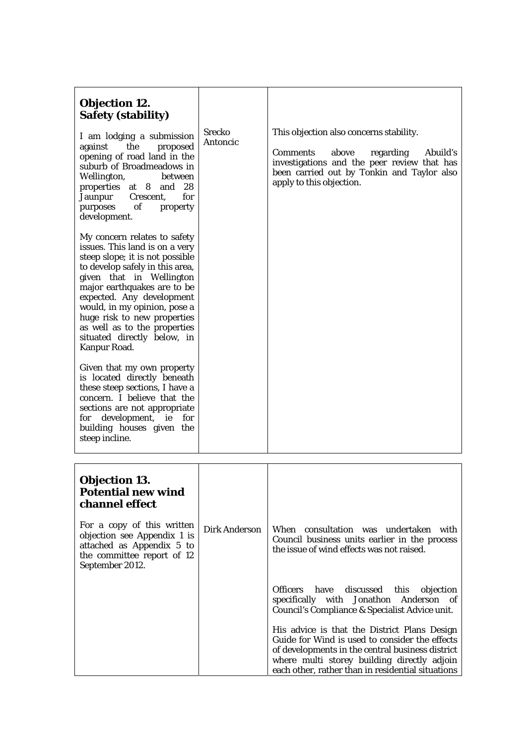| **Objection 12. Safety (stability)**<br><br>I am lodging a submission against the proposed opening of road land in the suburb of Broadmeadows in Wellington, between properties at 8 and 28 Jaunpur Crescent, for purposes of property development.<br><br>My concern relates to safety issues. This land is on a very steep slope; it is not possible to develop safely in this area, given that in Wellington major earthquakes are to be expected. Any development would, in my opinion, pose a huge risk to new properties as well as to the properties situated directly below, in Kanpur Road.<br><br>Given that my own property is located directly beneath these steep sections, I have a concern. I believe that the sections are not appropriate for development, ie for building houses given the steep incline. | Srecko Antoncic | This objection also concerns stability.<br><br>Comments above regarding Abuild's investigations and the peer review that has been carried out by Tonkin and Taylor also apply to this objection. |
|---|---|---|

| **Objection 13. Potential new wind channel effect**<br><br>For a copy of this written objection see Appendix 1 is attached as Appendix 5 to the committee report of 12 September 2012. | Dirk Anderson | When consultation was undertaken with Council business units earlier in the process the issue of wind effects was not raised. |
|---|---|---|
| | | Officers have discussed this objection specifically with Jonathon Anderson of Council's Compliance & Specialist Advice unit.<br><br>His advice is that the District Plans Design Guide for Wind is used to consider the effects of developments in the central business district where multi storey building directly adjoin each other, rather than in residential situations |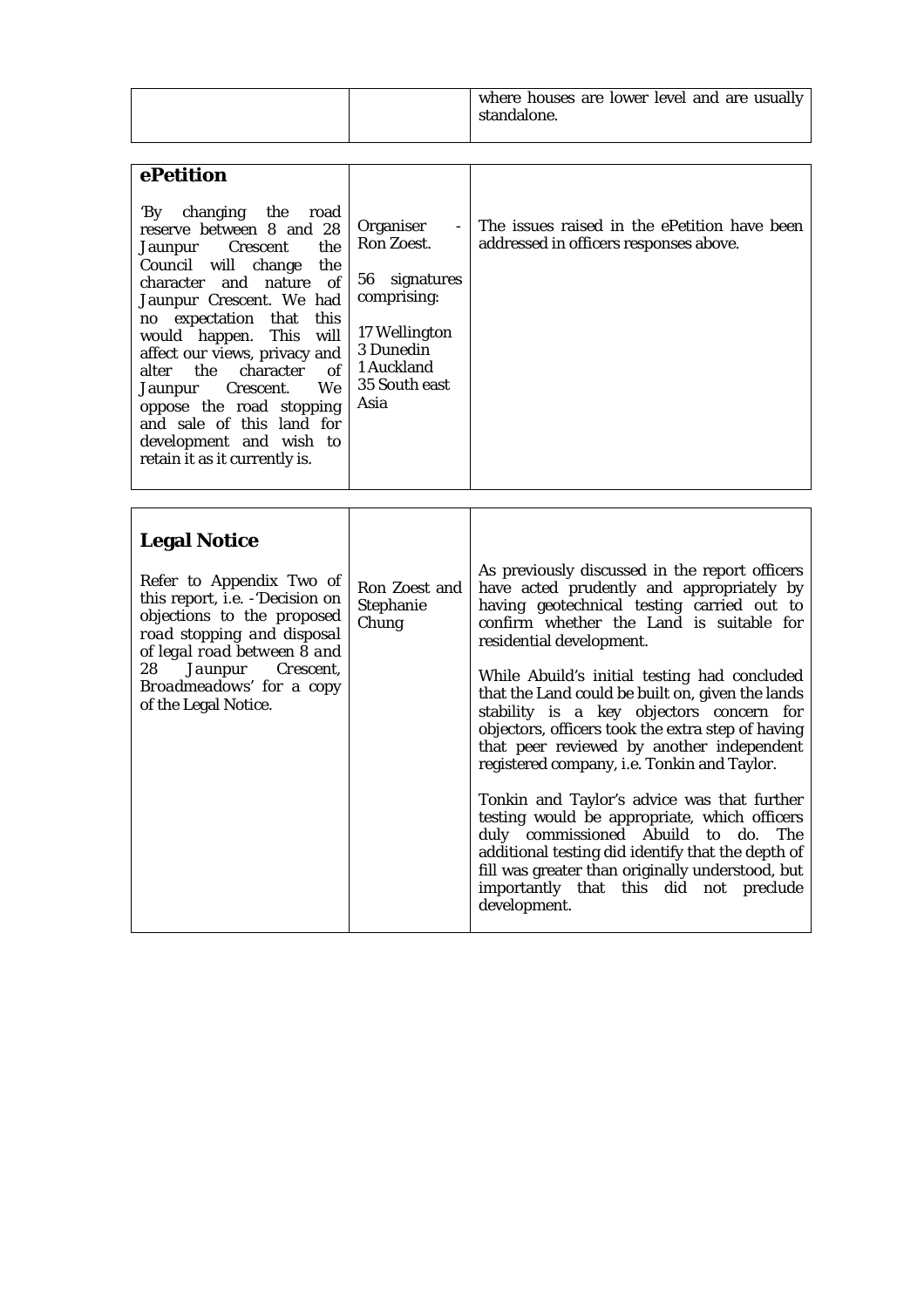| | | |
|---|---|---|
| | | where houses are lower level and are usually standalone. |

| | | |
|---|---|---|
| **ePetition**<br><br>'By changing the road reserve between 8 and 28 Jaunpur Crescent the Council will change the character and nature of Jaunpur Crescent. We had no expectation that this would happen. This will affect our views, privacy and alter the character of Jaunpur Crescent. We oppose the road stopping and sale of this land for development and wish to retain it as it currently is. | Organiser - Ron Zoest.<br><br>56 signatures comprising:<br><br>17 Wellington<br>3 Dunedin<br>1 Auckland<br>35 South east Asia | The issues raised in the ePetition have been addressed in officers responses above. |

| | | |
|---|---|---|
| **Legal Notice**<br><br>Refer to Appendix Two of this report, i.e. -'Decision on objections to the proposed road stopping and disposal of legal road between 8 and 28 Jaunpur Crescent, Broadmeadows' for a copy of the Legal Notice. | Ron Zoest and Stephanie Chung | As previously discussed in the report officers have acted prudently and appropriately by having geotechnical testing carried out to confirm whether the Land is suitable for residential development.<br><br>While Abuild's initial testing had concluded that the Land could be built on, given the lands stability is a key objectors concern for objectors, officers took the extra step of having that peer reviewed by another independent registered company, i.e. Tonkin and Taylor.<br><br>Tonkin and Taylor's advice was that further testing would be appropriate, which officers duly commissioned Abuild to do. The additional testing did identify that the depth of fill was greater than originally understood, but importantly that this did not preclude development. |